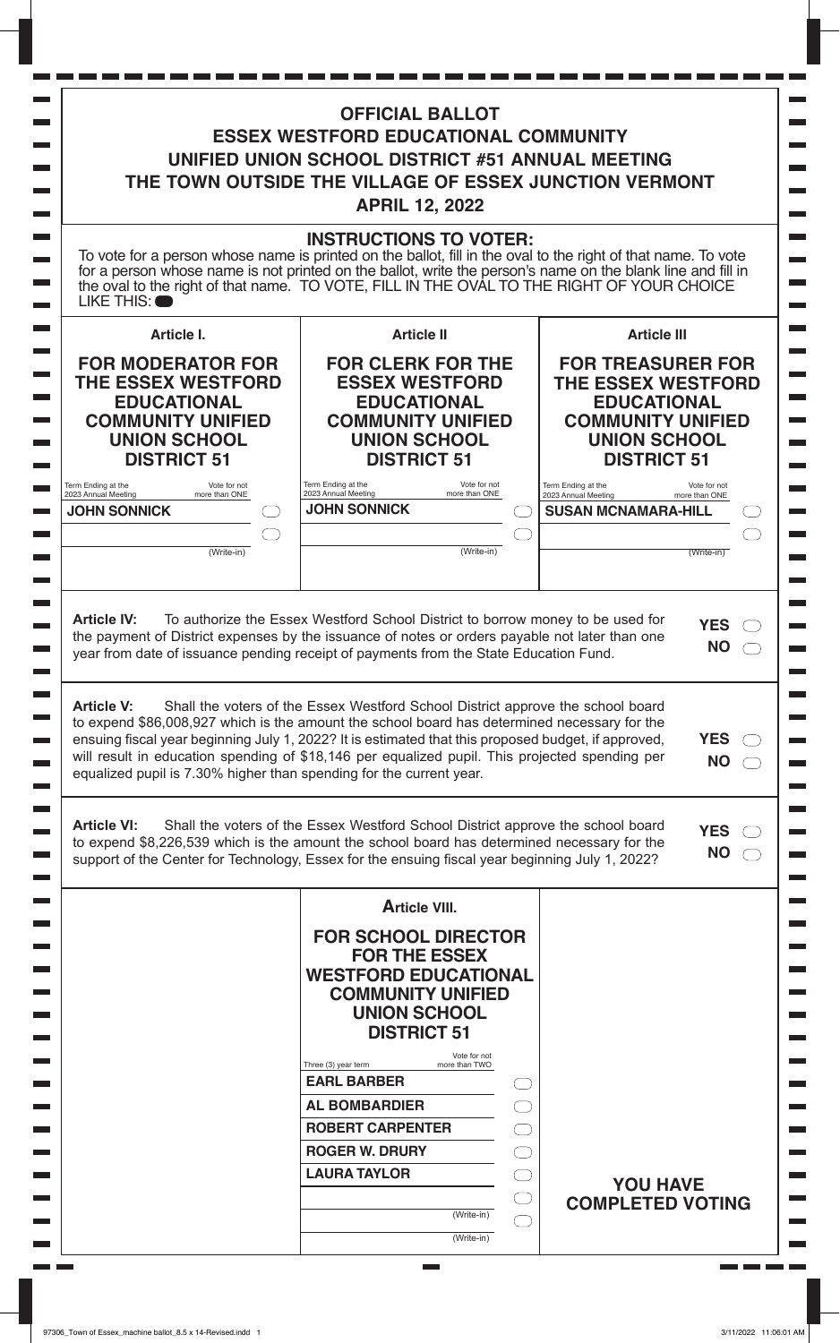# OFFICIAL BALLOT
# ESSEX WESTFORD EDUCATIONAL COMMUNITY UNIFIED UNION SCHOOL DISTRICT #51 ANNUAL MEETING
# THE TOWN OUTSIDE THE VILLAGE OF ESSEX JUNCTION VERMONT
## APRIL 12, 2022

### INSTRUCTIONS TO VOTER:

To vote for a person whose name is printed on the ballot, fill in the oval to the right of that name. To vote for a person whose name is not printed on the ballot, write the person's name on the blank line and fill in the oval to the right of that name. TO VOTE, FILL IN THE OVAL TO THE RIGHT OF YOUR CHOICE LIKE THIS: ⬬

### Article I.

**FOR MODERATOR FOR THE ESSEX WESTFORD EDUCATIONAL COMMUNITY UNIFIED UNION SCHOOL DISTRICT 51**

Term Ending at the 2023 Annual Meeting — Vote for not more than ONE

- **JOHN SONNICK** ◯
- ______________ (Write-in) ◯

### Article II

**FOR CLERK FOR THE ESSEX WESTFORD EDUCATIONAL COMMUNITY UNIFIED UNION SCHOOL DISTRICT 51**

Term Ending at the 2023 Annual Meeting — Vote for not more than ONE

- **JOHN SONNICK** ◯
- ______________ (Write-in) ◯

### Article III

**FOR TREASURER FOR THE ESSEX WESTFORD EDUCATIONAL COMMUNITY UNIFIED UNION SCHOOL DISTRICT 51**

Term Ending at the 2023 Annual Meeting — Vote for not more than ONE

- **SUSAN MCNAMARA-HILL** ◯
- ______________ (Write-in) ◯

---

**Article IV:** To authorize the Essex Westford School District to borrow money to be used for the payment of District expenses by the issuance of notes or orders payable not later than one year from date of issuance pending receipt of payments from the State Education Fund.

**YES** ◯
**NO** ◯

---

**Article V:** Shall the voters of the Essex Westford School District approve the school board to expend $86,008,927 which is the amount the school board has determined necessary for the ensuing fiscal year beginning July 1, 2022? It is estimated that this proposed budget, if approved, will result in education spending of $18,146 per equalized pupil. This projected spending per equalized pupil is 7.30% higher than spending for the current year.

**YES** ◯
**NO** ◯

---

**Article VI:** Shall the voters of the Essex Westford School District approve the school board to expend $8,226,539 which is the amount the school board has determined necessary for the support of the Center for Technology, Essex for the ensuing fiscal year beginning July 1, 2022?

**YES** ◯
**NO** ◯

---

### Article VIII.

**FOR SCHOOL DIRECTOR FOR THE ESSEX WESTFORD EDUCATIONAL COMMUNITY UNIFIED UNION SCHOOL DISTRICT 51**

Three (3) year term — Vote for not more than TWO

- **EARL BARBER** ◯
- **AL BOMBARDIER** ◯
- **ROBERT CARPENTER** ◯
- **ROGER W. DRURY** ◯
- **LAURA TAYLOR** ◯
- ______________ (Write-in) ◯
- ______________ (Write-in) ◯

**YOU HAVE COMPLETED VOTING**